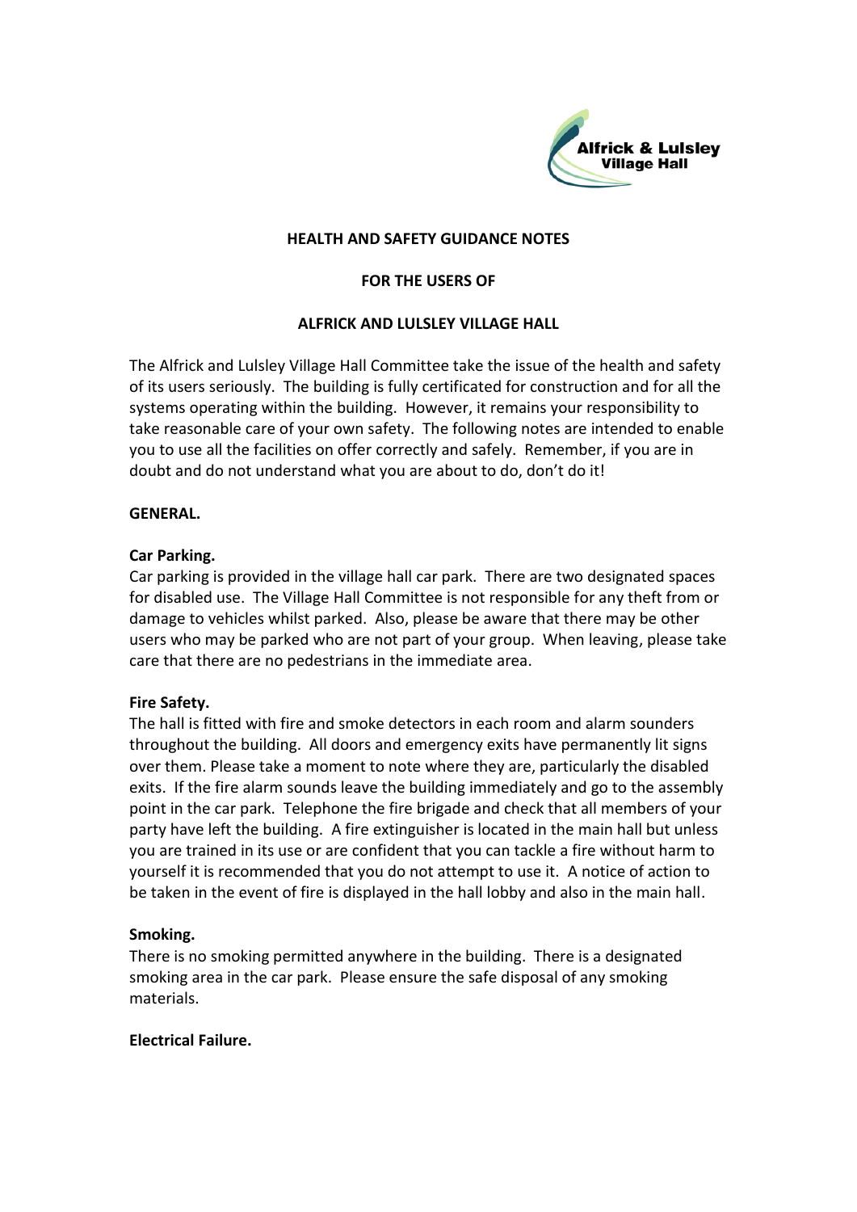Alfrick & Lulsley Village Hall

# HEALTH AND SAFETY GUIDANCE NOTES

# FOR THE USERS OF

# ALFRICK AND LULSLEY VILLAGE HALL

The Alfrick and Lulsley Village Hall Committee take the issue of the health and safety of its users seriously. The building is fully certificated for construction and for all the systems operating within the building. However, it remains your responsibility to take reasonable care of your own safety. The following notes are intended to enable you to use all the facilities on offer correctly and safely. Remember, if you are in doubt and do not understand what you are about to do, don't do it!

## GENERAL.

### Car Parking.

Car parking is provided in the village hall car park. There are two designated spaces for disabled use. The Village Hall Committee is not responsible for any theft from or damage to vehicles whilst parked. Also, please be aware that there may be other users who may be parked who are not part of your group. When leaving, please take care that there are no pedestrians in the immediate area.

### Fire Safety.

The hall is fitted with fire and smoke detectors in each room and alarm sounders throughout the building. All doors and emergency exits have permanently lit signs over them. Please take a moment to note where they are, particularly the disabled exits. If the fire alarm sounds leave the building immediately and go to the assembly point in the car park. Telephone the fire brigade and check that all members of your party have left the building. A fire extinguisher is located in the main hall but unless you are trained in its use or are confident that you can tackle a fire without harm to yourself it is recommended that you do not attempt to use it. A notice of action to be taken in the event of fire is displayed in the hall lobby and also in the main hall.

### Smoking.

There is no smoking permitted anywhere in the building. There is a designated smoking area in the car park. Please ensure the safe disposal of any smoking materials.

### Electrical Failure.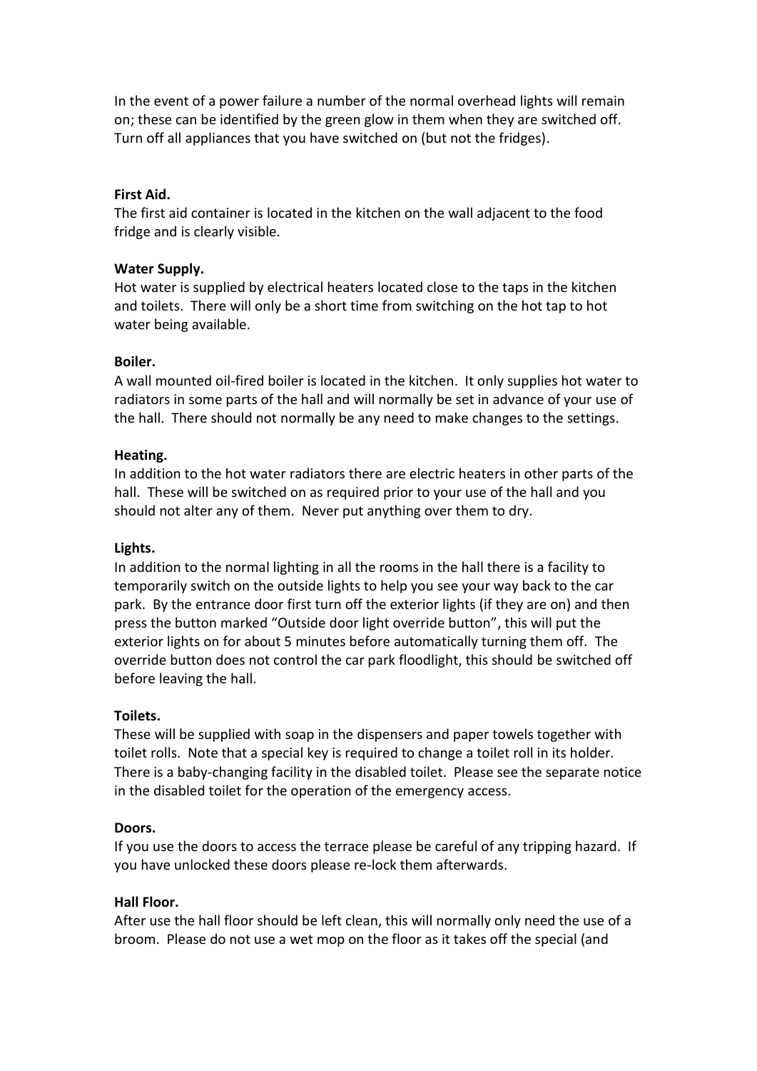In the event of a power failure a number of the normal overhead lights will remain on; these can be identified by the green glow in them when they are switched off. Turn off all appliances that you have switched on (but not the fridges).

**First Aid.**
The first aid container is located in the kitchen on the wall adjacent to the food fridge and is clearly visible.

**Water Supply.**
Hot water is supplied by electrical heaters located close to the taps in the kitchen and toilets. There will only be a short time from switching on the hot tap to hot water being available.

**Boiler.**
A wall mounted oil-fired boiler is located in the kitchen. It only supplies hot water to radiators in some parts of the hall and will normally be set in advance of your use of the hall. There should not normally be any need to make changes to the settings.

**Heating.**
In addition to the hot water radiators there are electric heaters in other parts of the hall. These will be switched on as required prior to your use of the hall and you should not alter any of them. Never put anything over them to dry.

**Lights.**
In addition to the normal lighting in all the rooms in the hall there is a facility to temporarily switch on the outside lights to help you see your way back to the car park. By the entrance door first turn off the exterior lights (if they are on) and then press the button marked "Outside door light override button", this will put the exterior lights on for about 5 minutes before automatically turning them off. The override button does not control the car park floodlight, this should be switched off before leaving the hall.

**Toilets.**
These will be supplied with soap in the dispensers and paper towels together with toilet rolls. Note that a special key is required to change a toilet roll in its holder. There is a baby-changing facility in the disabled toilet. Please see the separate notice in the disabled toilet for the operation of the emergency access.

**Doors.**
If you use the doors to access the terrace please be careful of any tripping hazard. If you have unlocked these doors please re-lock them afterwards.

**Hall Floor.**
After use the hall floor should be left clean, this will normally only need the use of a broom. Please do not use a wet mop on the floor as it takes off the special (and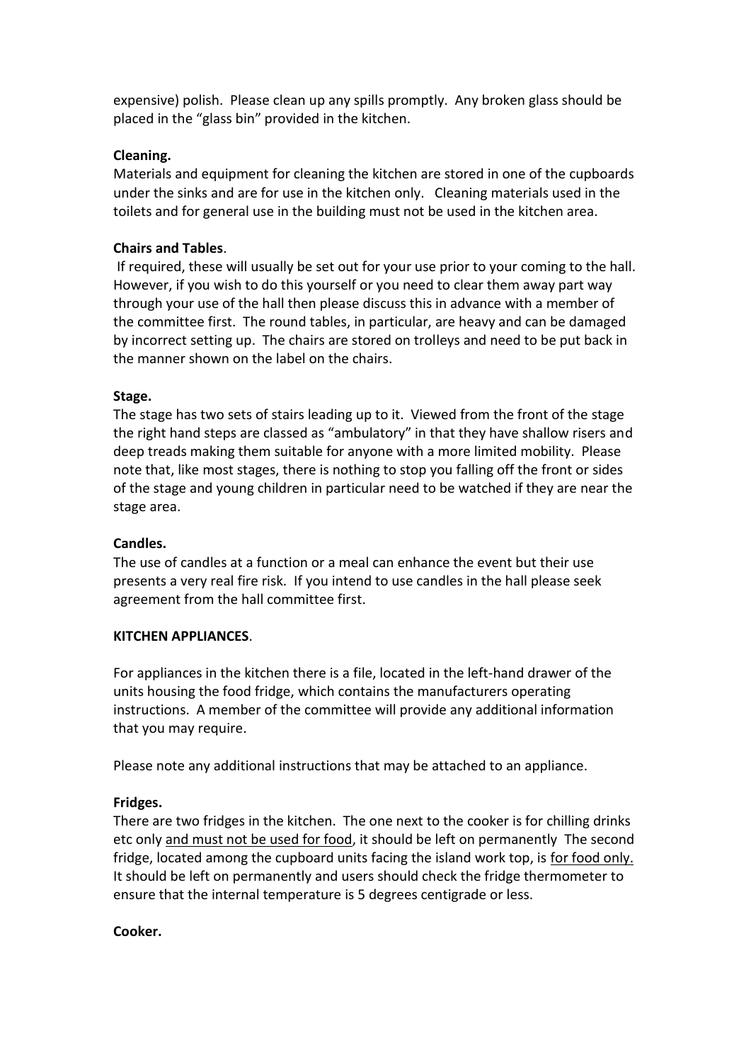expensive) polish. Please clean up any spills promptly. Any broken glass should be placed in the "glass bin" provided in the kitchen.

**Cleaning.**
Materials and equipment for cleaning the kitchen are stored in one of the cupboards under the sinks and are for use in the kitchen only. Cleaning materials used in the toilets and for general use in the building must not be used in the kitchen area.

**Chairs and Tables**.
If required, these will usually be set out for your use prior to your coming to the hall. However, if you wish to do this yourself or you need to clear them away part way through your use of the hall then please discuss this in advance with a member of the committee first. The round tables, in particular, are heavy and can be damaged by incorrect setting up. The chairs are stored on trolleys and need to be put back in the manner shown on the label on the chairs.

**Stage.**
The stage has two sets of stairs leading up to it. Viewed from the front of the stage the right hand steps are classed as "ambulatory" in that they have shallow risers and deep treads making them suitable for anyone with a more limited mobility. Please note that, like most stages, there is nothing to stop you falling off the front or sides of the stage and young children in particular need to be watched if they are near the stage area.

**Candles.**
The use of candles at a function or a meal can enhance the event but their use presents a very real fire risk. If you intend to use candles in the hall please seek agreement from the hall committee first.

**KITCHEN APPLIANCES**.

For appliances in the kitchen there is a file, located in the left-hand drawer of the units housing the food fridge, which contains the manufacturers operating instructions. A member of the committee will provide any additional information that you may require.

Please note any additional instructions that may be attached to an appliance.

**Fridges.**
There are two fridges in the kitchen. The one next to the cooker is for chilling drinks etc only <u>and must not be used for food</u>, it should be left on permanently The second fridge, located among the cupboard units facing the island work top, is <u>for food only.</u> It should be left on permanently and users should check the fridge thermometer to ensure that the internal temperature is 5 degrees centigrade or less.

**Cooker.**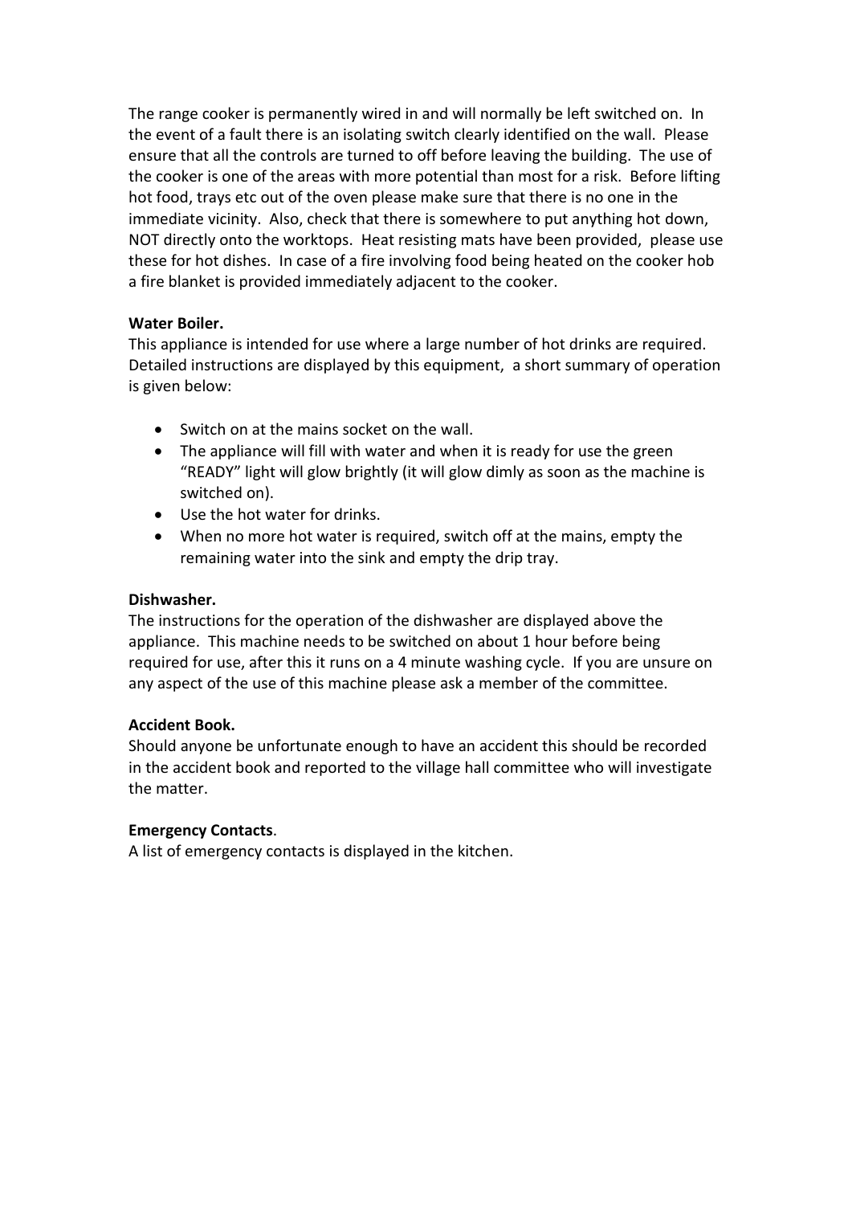The range cooker is permanently wired in and will normally be left switched on. In the event of a fault there is an isolating switch clearly identified on the wall. Please ensure that all the controls are turned to off before leaving the building. The use of the cooker is one of the areas with more potential than most for a risk. Before lifting hot food, trays etc out of the oven please make sure that there is no one in the immediate vicinity. Also, check that there is somewhere to put anything hot down, NOT directly onto the worktops. Heat resisting mats have been provided, please use these for hot dishes. In case of a fire involving food being heated on the cooker hob a fire blanket is provided immediately adjacent to the cooker.

**Water Boiler.**

This appliance is intended for use where a large number of hot drinks are required. Detailed instructions are displayed by this equipment, a short summary of operation is given below:

- Switch on at the mains socket on the wall.
- The appliance will fill with water and when it is ready for use the green "READY" light will glow brightly (it will glow dimly as soon as the machine is switched on).
- Use the hot water for drinks.
- When no more hot water is required, switch off at the mains, empty the remaining water into the sink and empty the drip tray.

**Dishwasher.**

The instructions for the operation of the dishwasher are displayed above the appliance. This machine needs to be switched on about 1 hour before being required for use, after this it runs on a 4 minute washing cycle. If you are unsure on any aspect of the use of this machine please ask a member of the committee.

**Accident Book.**

Should anyone be unfortunate enough to have an accident this should be recorded in the accident book and reported to the village hall committee who will investigate the matter.

**Emergency Contacts**.

A list of emergency contacts is displayed in the kitchen.